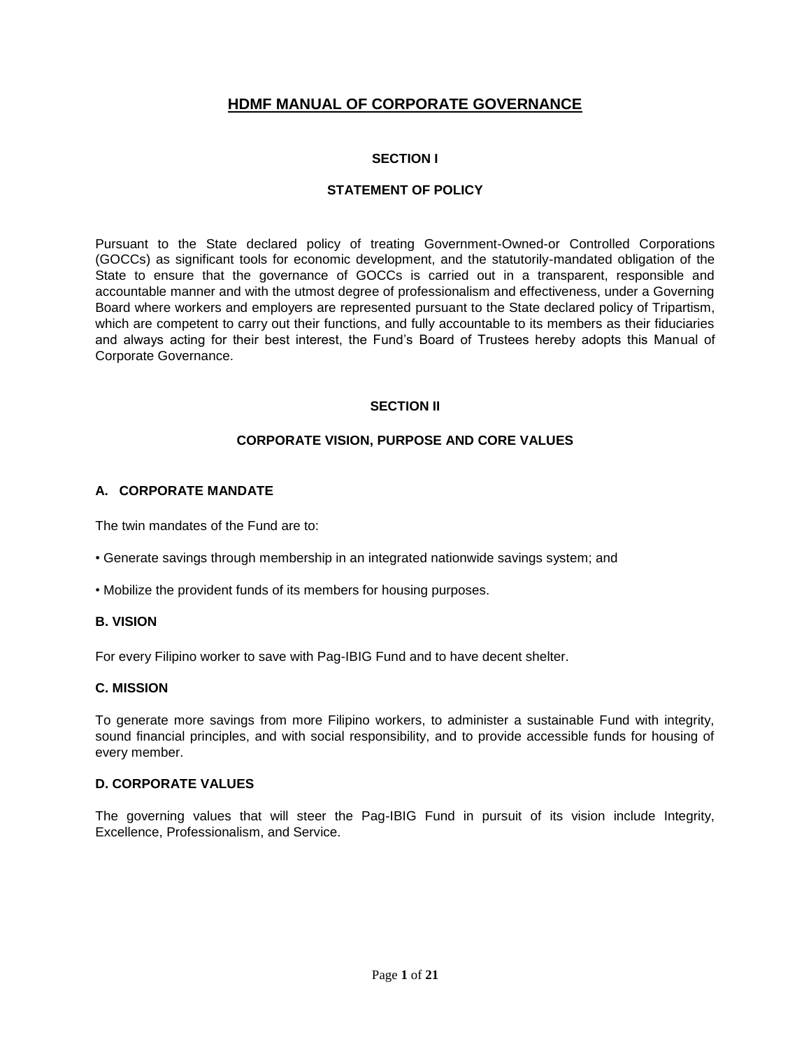# HDMF MANUAL OF CORPORATE GOVERNANCE

## SECTION I

## STATEMENT OF POLICY

Pursuant to the State declared policy of treating Government-Owned-or Controlled Corporations (GOCCs) as significant tools for economic development, and the statutorily-mandated obligation of the State to ensure that the governance of GOCCs is carried out in a transparent, responsible and accountable manner and with the utmost degree of professionalism and effectiveness, under a Governing Board where workers and employers are represented pursuant to the State declared policy of Tripartism, which are competent to carry out their functions, and fully accountable to its members as their fiduciaries and always acting for their best interest, the Fund's Board of Trustees hereby adopts this Manual of Corporate Governance.

## SECTION II

## CORPORATE VISION, PURPOSE AND CORE VALUES

### A. CORPORATE MANDATE

The twin mandates of the Fund are to:

• Generate savings through membership in an integrated nationwide savings system; and

• Mobilize the provident funds of its members for housing purposes.

### B. VISION

For every Filipino worker to save with Pag-IBIG Fund and to have decent shelter.

### C. MISSION

To generate more savings from more Filipino workers, to administer a sustainable Fund with integrity, sound financial principles, and with social responsibility, and to provide accessible funds for housing of every member.

### D. CORPORATE VALUES

The governing values that will steer the Pag-IBIG Fund in pursuit of its vision include Integrity, Excellence, Professionalism, and Service.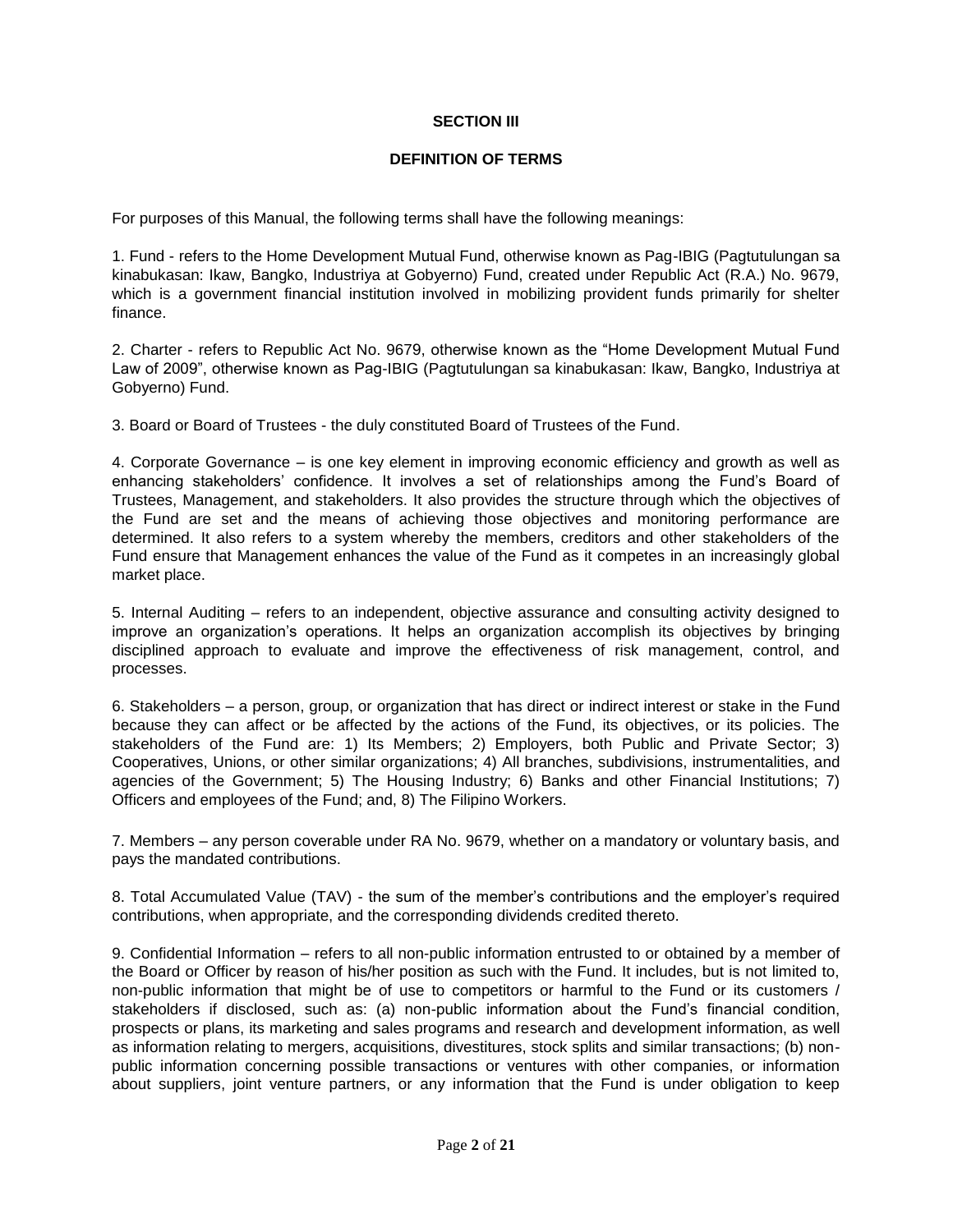## SECTION III

## DEFINITION OF TERMS

For purposes of this Manual, the following terms shall have the following meanings:

1. Fund - refers to the Home Development Mutual Fund, otherwise known as Pag-IBIG (Pagtutulungan sa kinabukasan: Ikaw, Bangko, Industriya at Gobyerno) Fund, created under Republic Act (R.A.) No. 9679, which is a government financial institution involved in mobilizing provident funds primarily for shelter finance.

2. Charter - refers to Republic Act No. 9679, otherwise known as the "Home Development Mutual Fund Law of 2009", otherwise known as Pag-IBIG (Pagtutulungan sa kinabukasan: Ikaw, Bangko, Industriya at Gobyerno) Fund.

3. Board or Board of Trustees - the duly constituted Board of Trustees of the Fund.

4. Corporate Governance – is one key element in improving economic efficiency and growth as well as enhancing stakeholders' confidence. It involves a set of relationships among the Fund's Board of Trustees, Management, and stakeholders. It also provides the structure through which the objectives of the Fund are set and the means of achieving those objectives and monitoring performance are determined. It also refers to a system whereby the members, creditors and other stakeholders of the Fund ensure that Management enhances the value of the Fund as it competes in an increasingly global market place.

5. Internal Auditing – refers to an independent, objective assurance and consulting activity designed to improve an organization's operations. It helps an organization accomplish its objectives by bringing disciplined approach to evaluate and improve the effectiveness of risk management, control, and processes.

6. Stakeholders – a person, group, or organization that has direct or indirect interest or stake in the Fund because they can affect or be affected by the actions of the Fund, its objectives, or its policies. The stakeholders of the Fund are: 1) Its Members; 2) Employers, both Public and Private Sector; 3) Cooperatives, Unions, or other similar organizations; 4) All branches, subdivisions, instrumentalities, and agencies of the Government; 5) The Housing Industry; 6) Banks and other Financial Institutions; 7) Officers and employees of the Fund; and, 8) The Filipino Workers.

7. Members – any person coverable under RA No. 9679, whether on a mandatory or voluntary basis, and pays the mandated contributions.

8. Total Accumulated Value (TAV) - the sum of the member's contributions and the employer's required contributions, when appropriate, and the corresponding dividends credited thereto.

9. Confidential Information – refers to all non-public information entrusted to or obtained by a member of the Board or Officer by reason of his/her position as such with the Fund. It includes, but is not limited to, non-public information that might be of use to competitors or harmful to the Fund or its customers / stakeholders if disclosed, such as: (a) non-public information about the Fund's financial condition, prospects or plans, its marketing and sales programs and research and development information, as well as information relating to mergers, acquisitions, divestitures, stock splits and similar transactions; (b) non-public information concerning possible transactions or ventures with other companies, or information about suppliers, joint venture partners, or any information that the Fund is under obligation to keep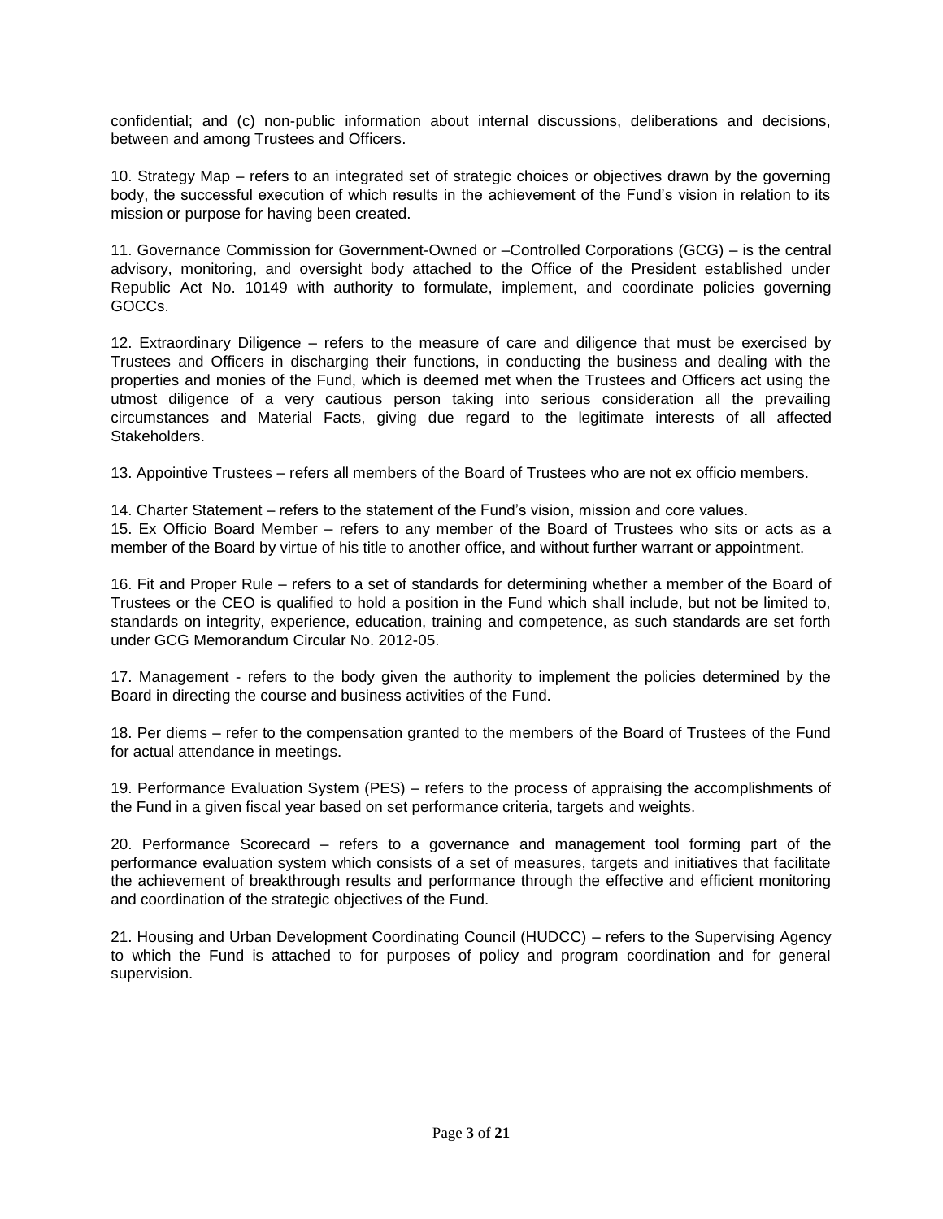confidential; and (c) non-public information about internal discussions, deliberations and decisions, between and among Trustees and Officers.

10. Strategy Map – refers to an integrated set of strategic choices or objectives drawn by the governing body, the successful execution of which results in the achievement of the Fund's vision in relation to its mission or purpose for having been created.

11. Governance Commission for Government-Owned or –Controlled Corporations (GCG) – is the central advisory, monitoring, and oversight body attached to the Office of the President established under Republic Act No. 10149 with authority to formulate, implement, and coordinate policies governing GOCCs.

12. Extraordinary Diligence – refers to the measure of care and diligence that must be exercised by Trustees and Officers in discharging their functions, in conducting the business and dealing with the properties and monies of the Fund, which is deemed met when the Trustees and Officers act using the utmost diligence of a very cautious person taking into serious consideration all the prevailing circumstances and Material Facts, giving due regard to the legitimate interests of all affected Stakeholders.

13. Appointive Trustees – refers all members of the Board of Trustees who are not ex officio members.

14. Charter Statement – refers to the statement of the Fund's vision, mission and core values.

15. Ex Officio Board Member – refers to any member of the Board of Trustees who sits or acts as a member of the Board by virtue of his title to another office, and without further warrant or appointment.

16. Fit and Proper Rule – refers to a set of standards for determining whether a member of the Board of Trustees or the CEO is qualified to hold a position in the Fund which shall include, but not be limited to, standards on integrity, experience, education, training and competence, as such standards are set forth under GCG Memorandum Circular No. 2012-05.

17. Management - refers to the body given the authority to implement the policies determined by the Board in directing the course and business activities of the Fund.

18. Per diems – refer to the compensation granted to the members of the Board of Trustees of the Fund for actual attendance in meetings.

19. Performance Evaluation System (PES) – refers to the process of appraising the accomplishments of the Fund in a given fiscal year based on set performance criteria, targets and weights.

20. Performance Scorecard – refers to a governance and management tool forming part of the performance evaluation system which consists of a set of measures, targets and initiatives that facilitate the achievement of breakthrough results and performance through the effective and efficient monitoring and coordination of the strategic objectives of the Fund.

21. Housing and Urban Development Coordinating Council (HUDCC) – refers to the Supervising Agency to which the Fund is attached to for purposes of policy and program coordination and for general supervision.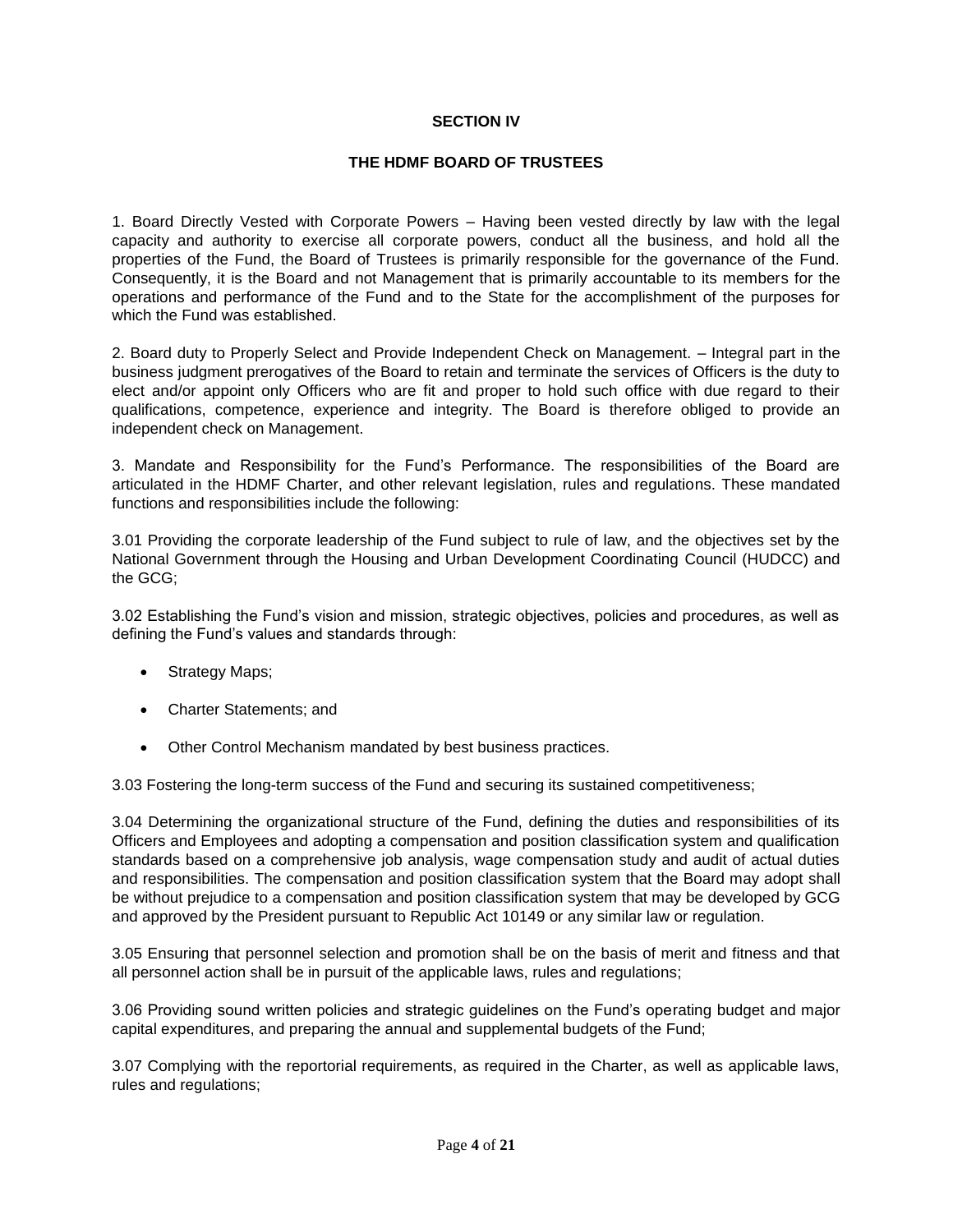## SECTION IV

## THE HDMF BOARD OF TRUSTEES

1. Board Directly Vested with Corporate Powers – Having been vested directly by law with the legal capacity and authority to exercise all corporate powers, conduct all the business, and hold all the properties of the Fund, the Board of Trustees is primarily responsible for the governance of the Fund. Consequently, it is the Board and not Management that is primarily accountable to its members for the operations and performance of the Fund and to the State for the accomplishment of the purposes for which the Fund was established.

2. Board duty to Properly Select and Provide Independent Check on Management. – Integral part in the business judgment prerogatives of the Board to retain and terminate the services of Officers is the duty to elect and/or appoint only Officers who are fit and proper to hold such office with due regard to their qualifications, competence, experience and integrity. The Board is therefore obliged to provide an independent check on Management.

3. Mandate and Responsibility for the Fund's Performance. The responsibilities of the Board are articulated in the HDMF Charter, and other relevant legislation, rules and regulations. These mandated functions and responsibilities include the following:

3.01 Providing the corporate leadership of the Fund subject to rule of law, and the objectives set by the National Government through the Housing and Urban Development Coordinating Council (HUDCC) and the GCG;

3.02 Establishing the Fund's vision and mission, strategic objectives, policies and procedures, as well as defining the Fund's values and standards through:

- Strategy Maps;
- Charter Statements; and
- Other Control Mechanism mandated by best business practices.

3.03 Fostering the long-term success of the Fund and securing its sustained competitiveness;

3.04 Determining the organizational structure of the Fund, defining the duties and responsibilities of its Officers and Employees and adopting a compensation and position classification system and qualification standards based on a comprehensive job analysis, wage compensation study and audit of actual duties and responsibilities. The compensation and position classification system that the Board may adopt shall be without prejudice to a compensation and position classification system that may be developed by GCG and approved by the President pursuant to Republic Act 10149 or any similar law or regulation.

3.05 Ensuring that personnel selection and promotion shall be on the basis of merit and fitness and that all personnel action shall be in pursuit of the applicable laws, rules and regulations;

3.06 Providing sound written policies and strategic guidelines on the Fund's operating budget and major capital expenditures, and preparing the annual and supplemental budgets of the Fund;

3.07 Complying with the reportorial requirements, as required in the Charter, as well as applicable laws, rules and regulations;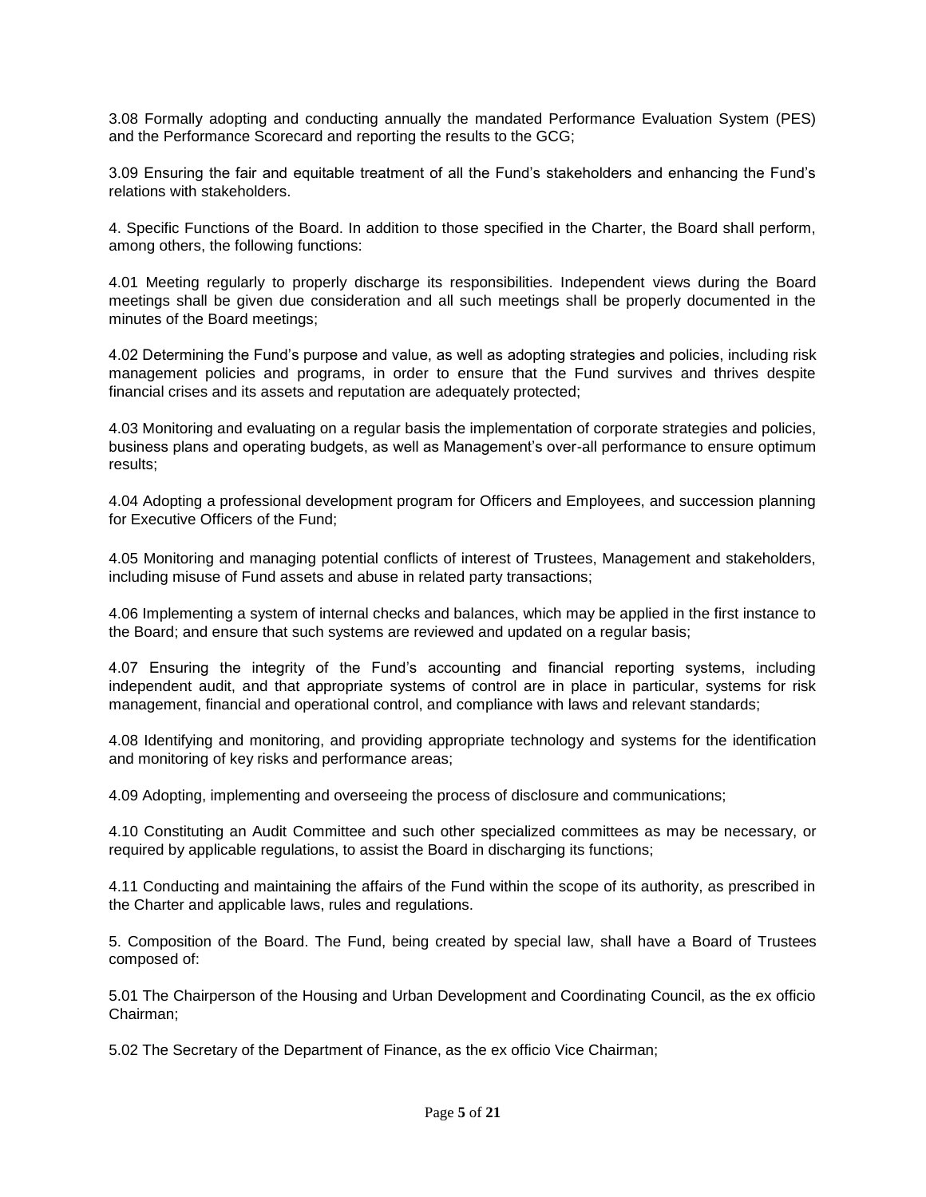3.08 Formally adopting and conducting annually the mandated Performance Evaluation System (PES) and the Performance Scorecard and reporting the results to the GCG;

3.09 Ensuring the fair and equitable treatment of all the Fund's stakeholders and enhancing the Fund's relations with stakeholders.

4. Specific Functions of the Board. In addition to those specified in the Charter, the Board shall perform, among others, the following functions:

4.01 Meeting regularly to properly discharge its responsibilities. Independent views during the Board meetings shall be given due consideration and all such meetings shall be properly documented in the minutes of the Board meetings;

4.02 Determining the Fund's purpose and value, as well as adopting strategies and policies, including risk management policies and programs, in order to ensure that the Fund survives and thrives despite financial crises and its assets and reputation are adequately protected;

4.03 Monitoring and evaluating on a regular basis the implementation of corporate strategies and policies, business plans and operating budgets, as well as Management's over-all performance to ensure optimum results;

4.04 Adopting a professional development program for Officers and Employees, and succession planning for Executive Officers of the Fund;

4.05 Monitoring and managing potential conflicts of interest of Trustees, Management and stakeholders, including misuse of Fund assets and abuse in related party transactions;

4.06 Implementing a system of internal checks and balances, which may be applied in the first instance to the Board; and ensure that such systems are reviewed and updated on a regular basis;

4.07 Ensuring the integrity of the Fund's accounting and financial reporting systems, including independent audit, and that appropriate systems of control are in place in particular, systems for risk management, financial and operational control, and compliance with laws and relevant standards;

4.08 Identifying and monitoring, and providing appropriate technology and systems for the identification and monitoring of key risks and performance areas;

4.09 Adopting, implementing and overseeing the process of disclosure and communications;

4.10 Constituting an Audit Committee and such other specialized committees as may be necessary, or required by applicable regulations, to assist the Board in discharging its functions;

4.11 Conducting and maintaining the affairs of the Fund within the scope of its authority, as prescribed in the Charter and applicable laws, rules and regulations.

5. Composition of the Board. The Fund, being created by special law, shall have a Board of Trustees composed of:

5.01 The Chairperson of the Housing and Urban Development and Coordinating Council, as the ex officio Chairman;

5.02 The Secretary of the Department of Finance, as the ex officio Vice Chairman;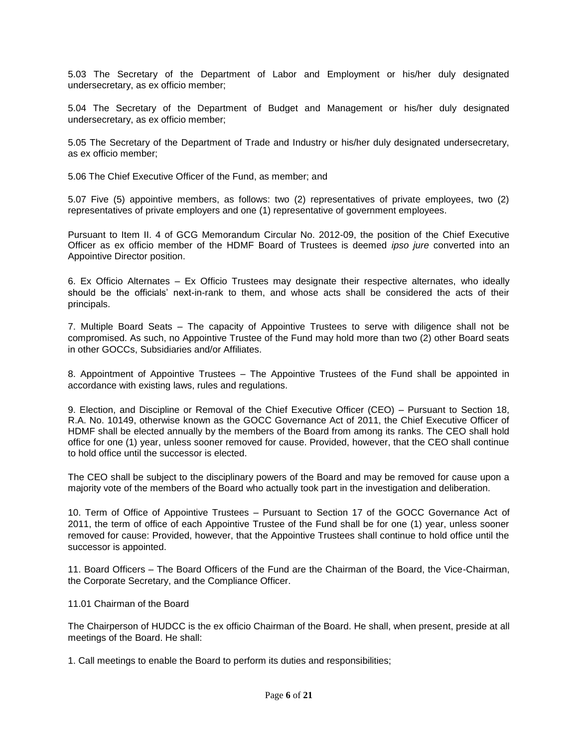5.03 The Secretary of the Department of Labor and Employment or his/her duly designated undersecretary, as ex officio member;

5.04 The Secretary of the Department of Budget and Management or his/her duly designated undersecretary, as ex officio member;

5.05 The Secretary of the Department of Trade and Industry or his/her duly designated undersecretary, as ex officio member;

5.06 The Chief Executive Officer of the Fund, as member; and

5.07 Five (5) appointive members, as follows: two (2) representatives of private employees, two (2) representatives of private employers and one (1) representative of government employees.

Pursuant to Item II. 4 of GCG Memorandum Circular No. 2012-09, the position of the Chief Executive Officer as ex officio member of the HDMF Board of Trustees is deemed *ipso jure* converted into an Appointive Director position.

6. Ex Officio Alternates – Ex Officio Trustees may designate their respective alternates, who ideally should be the officials' next-in-rank to them, and whose acts shall be considered the acts of their principals.

7. Multiple Board Seats – The capacity of Appointive Trustees to serve with diligence shall not be compromised. As such, no Appointive Trustee of the Fund may hold more than two (2) other Board seats in other GOCCs, Subsidiaries and/or Affiliates.

8. Appointment of Appointive Trustees – The Appointive Trustees of the Fund shall be appointed in accordance with existing laws, rules and regulations.

9. Election, and Discipline or Removal of the Chief Executive Officer (CEO) – Pursuant to Section 18, R.A. No. 10149, otherwise known as the GOCC Governance Act of 2011, the Chief Executive Officer of HDMF shall be elected annually by the members of the Board from among its ranks. The CEO shall hold office for one (1) year, unless sooner removed for cause. Provided, however, that the CEO shall continue to hold office until the successor is elected.

The CEO shall be subject to the disciplinary powers of the Board and may be removed for cause upon a majority vote of the members of the Board who actually took part in the investigation and deliberation.

10. Term of Office of Appointive Trustees – Pursuant to Section 17 of the GOCC Governance Act of 2011, the term of office of each Appointive Trustee of the Fund shall be for one (1) year, unless sooner removed for cause: Provided, however, that the Appointive Trustees shall continue to hold office until the successor is appointed.

11. Board Officers – The Board Officers of the Fund are the Chairman of the Board, the Vice-Chairman, the Corporate Secretary, and the Compliance Officer.

11.01 Chairman of the Board

The Chairperson of HUDCC is the ex officio Chairman of the Board. He shall, when present, preside at all meetings of the Board. He shall:

1. Call meetings to enable the Board to perform its duties and responsibilities;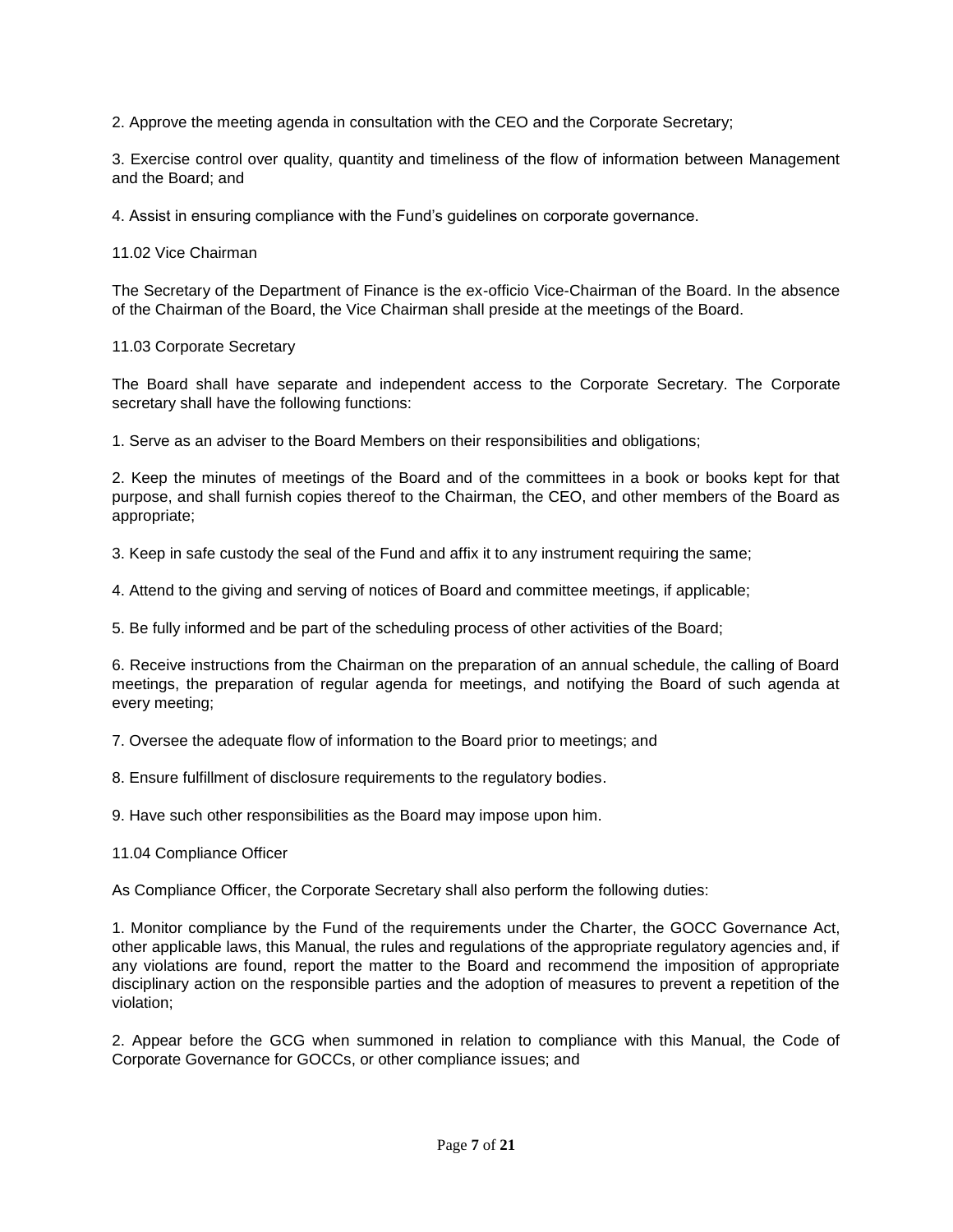2. Approve the meeting agenda in consultation with the CEO and the Corporate Secretary;

3. Exercise control over quality, quantity and timeliness of the flow of information between Management and the Board; and

4. Assist in ensuring compliance with the Fund's guidelines on corporate governance.

11.02 Vice Chairman

The Secretary of the Department of Finance is the ex-officio Vice-Chairman of the Board. In the absence of the Chairman of the Board, the Vice Chairman shall preside at the meetings of the Board.

11.03 Corporate Secretary

The Board shall have separate and independent access to the Corporate Secretary. The Corporate secretary shall have the following functions:

1. Serve as an adviser to the Board Members on their responsibilities and obligations;

2. Keep the minutes of meetings of the Board and of the committees in a book or books kept for that purpose, and shall furnish copies thereof to the Chairman, the CEO, and other members of the Board as appropriate;

3. Keep in safe custody the seal of the Fund and affix it to any instrument requiring the same;

4. Attend to the giving and serving of notices of Board and committee meetings, if applicable;

5. Be fully informed and be part of the scheduling process of other activities of the Board;

6. Receive instructions from the Chairman on the preparation of an annual schedule, the calling of Board meetings, the preparation of regular agenda for meetings, and notifying the Board of such agenda at every meeting;

7. Oversee the adequate flow of information to the Board prior to meetings; and

8. Ensure fulfillment of disclosure requirements to the regulatory bodies.

9. Have such other responsibilities as the Board may impose upon him.

11.04 Compliance Officer

As Compliance Officer, the Corporate Secretary shall also perform the following duties:

1. Monitor compliance by the Fund of the requirements under the Charter, the GOCC Governance Act, other applicable laws, this Manual, the rules and regulations of the appropriate regulatory agencies and, if any violations are found, report the matter to the Board and recommend the imposition of appropriate disciplinary action on the responsible parties and the adoption of measures to prevent a repetition of the violation;

2. Appear before the GCG when summoned in relation to compliance with this Manual, the Code of Corporate Governance for GOCCs, or other compliance issues; and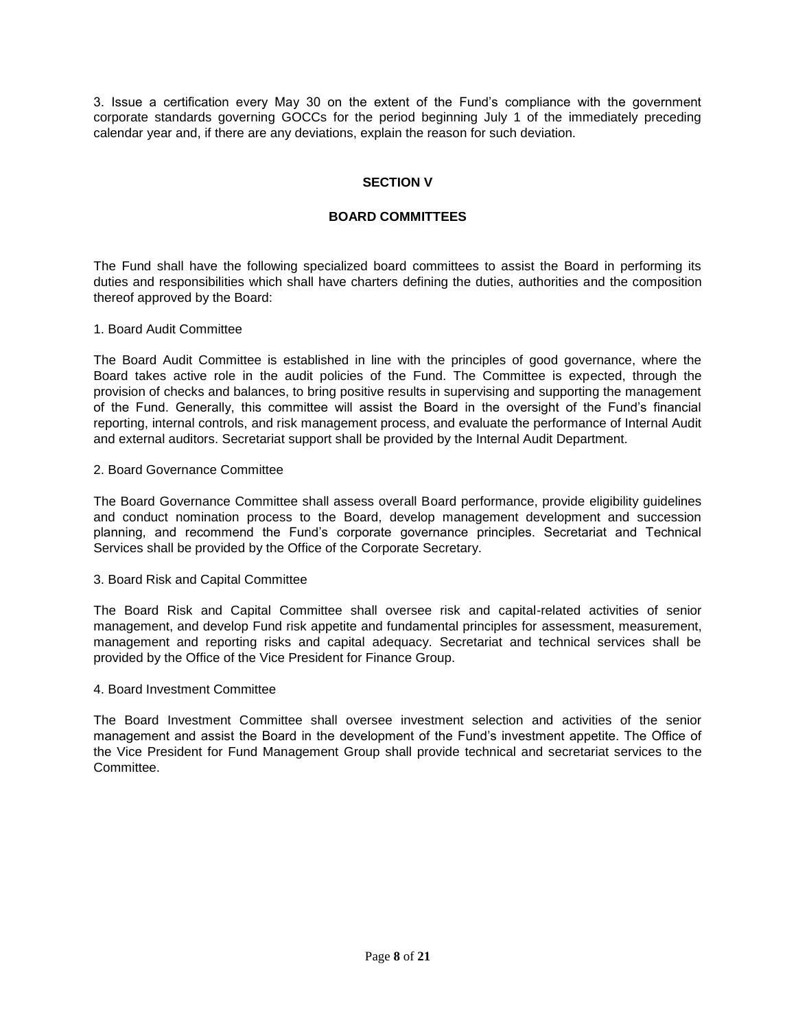3. Issue a certification every May 30 on the extent of the Fund's compliance with the government corporate standards governing GOCCs for the period beginning July 1 of the immediately preceding calendar year and, if there are any deviations, explain the reason for such deviation.

## SECTION V

## BOARD COMMITTEES

The Fund shall have the following specialized board committees to assist the Board in performing its duties and responsibilities which shall have charters defining the duties, authorities and the composition thereof approved by the Board:

1. Board Audit Committee

The Board Audit Committee is established in line with the principles of good governance, where the Board takes active role in the audit policies of the Fund. The Committee is expected, through the provision of checks and balances, to bring positive results in supervising and supporting the management of the Fund. Generally, this committee will assist the Board in the oversight of the Fund's financial reporting, internal controls, and risk management process, and evaluate the performance of Internal Audit and external auditors. Secretariat support shall be provided by the Internal Audit Department.

2. Board Governance Committee

The Board Governance Committee shall assess overall Board performance, provide eligibility guidelines and conduct nomination process to the Board, develop management development and succession planning, and recommend the Fund's corporate governance principles. Secretariat and Technical Services shall be provided by the Office of the Corporate Secretary.

3. Board Risk and Capital Committee

The Board Risk and Capital Committee shall oversee risk and capital-related activities of senior management, and develop Fund risk appetite and fundamental principles for assessment, measurement, management and reporting risks and capital adequacy. Secretariat and technical services shall be provided by the Office of the Vice President for Finance Group.

4. Board Investment Committee

The Board Investment Committee shall oversee investment selection and activities of the senior management and assist the Board in the development of the Fund's investment appetite. The Office of the Vice President for Fund Management Group shall provide technical and secretariat services to the Committee.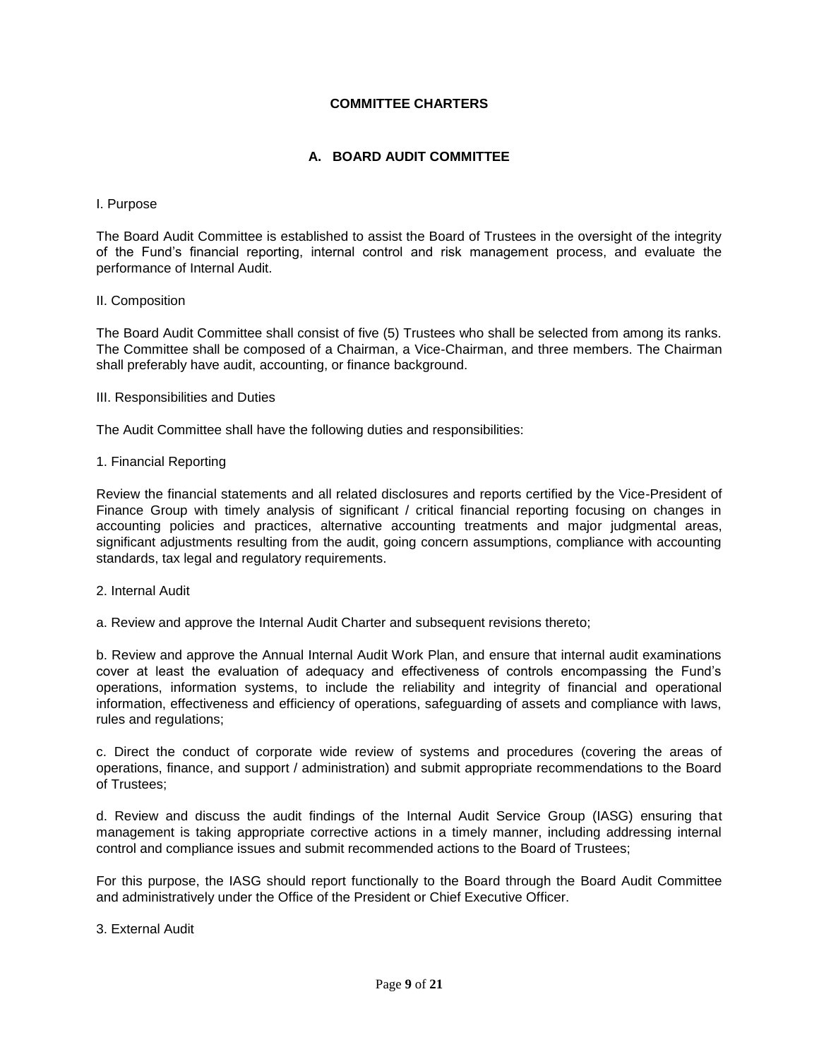# COMMITTEE CHARTERS

## A. BOARD AUDIT COMMITTEE

I. Purpose

The Board Audit Committee is established to assist the Board of Trustees in the oversight of the integrity of the Fund's financial reporting, internal control and risk management process, and evaluate the performance of Internal Audit.

II. Composition

The Board Audit Committee shall consist of five (5) Trustees who shall be selected from among its ranks. The Committee shall be composed of a Chairman, a Vice-Chairman, and three members. The Chairman shall preferably have audit, accounting, or finance background.

III. Responsibilities and Duties

The Audit Committee shall have the following duties and responsibilities:

1. Financial Reporting

Review the financial statements and all related disclosures and reports certified by the Vice-President of Finance Group with timely analysis of significant / critical financial reporting focusing on changes in accounting policies and practices, alternative accounting treatments and major judgmental areas, significant adjustments resulting from the audit, going concern assumptions, compliance with accounting standards, tax legal and regulatory requirements.

2. Internal Audit

a. Review and approve the Internal Audit Charter and subsequent revisions thereto;

b. Review and approve the Annual Internal Audit Work Plan, and ensure that internal audit examinations cover at least the evaluation of adequacy and effectiveness of controls encompassing the Fund's operations, information systems, to include the reliability and integrity of financial and operational information, effectiveness and efficiency of operations, safeguarding of assets and compliance with laws, rules and regulations;

c. Direct the conduct of corporate wide review of systems and procedures (covering the areas of operations, finance, and support / administration) and submit appropriate recommendations to the Board of Trustees;

d. Review and discuss the audit findings of the Internal Audit Service Group (IASG) ensuring that management is taking appropriate corrective actions in a timely manner, including addressing internal control and compliance issues and submit recommended actions to the Board of Trustees;

For this purpose, the IASG should report functionally to the Board through the Board Audit Committee and administratively under the Office of the President or Chief Executive Officer.

3. External Audit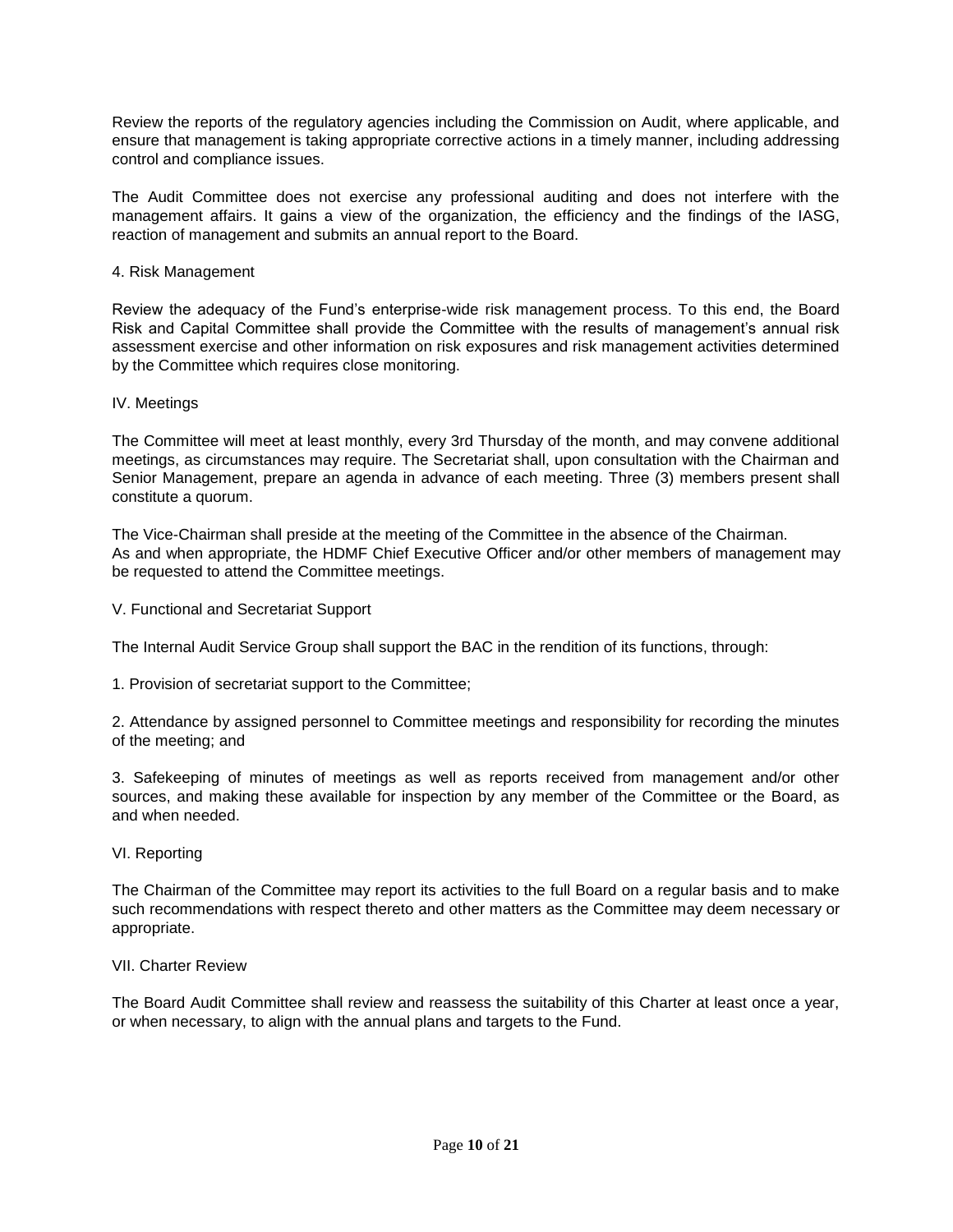Review the reports of the regulatory agencies including the Commission on Audit, where applicable, and ensure that management is taking appropriate corrective actions in a timely manner, including addressing control and compliance issues.

The Audit Committee does not exercise any professional auditing and does not interfere with the management affairs. It gains a view of the organization, the efficiency and the findings of the IASG, reaction of management and submits an annual report to the Board.

4. Risk Management

Review the adequacy of the Fund's enterprise-wide risk management process. To this end, the Board Risk and Capital Committee shall provide the Committee with the results of management's annual risk assessment exercise and other information on risk exposures and risk management activities determined by the Committee which requires close monitoring.

## IV. Meetings

The Committee will meet at least monthly, every 3rd Thursday of the month, and may convene additional meetings, as circumstances may require. The Secretariat shall, upon consultation with the Chairman and Senior Management, prepare an agenda in advance of each meeting. Three (3) members present shall constitute a quorum.

The Vice-Chairman shall preside at the meeting of the Committee in the absence of the Chairman.
As and when appropriate, the HDMF Chief Executive Officer and/or other members of management may be requested to attend the Committee meetings.

## V. Functional and Secretariat Support

The Internal Audit Service Group shall support the BAC in the rendition of its functions, through:

1. Provision of secretariat support to the Committee;

2. Attendance by assigned personnel to Committee meetings and responsibility for recording the minutes of the meeting; and

3. Safekeeping of minutes of meetings as well as reports received from management and/or other sources, and making these available for inspection by any member of the Committee or the Board, as and when needed.

## VI. Reporting

The Chairman of the Committee may report its activities to the full Board on a regular basis and to make such recommendations with respect thereto and other matters as the Committee may deem necessary or appropriate.

## VII. Charter Review

The Board Audit Committee shall review and reassess the suitability of this Charter at least once a year, or when necessary, to align with the annual plans and targets to the Fund.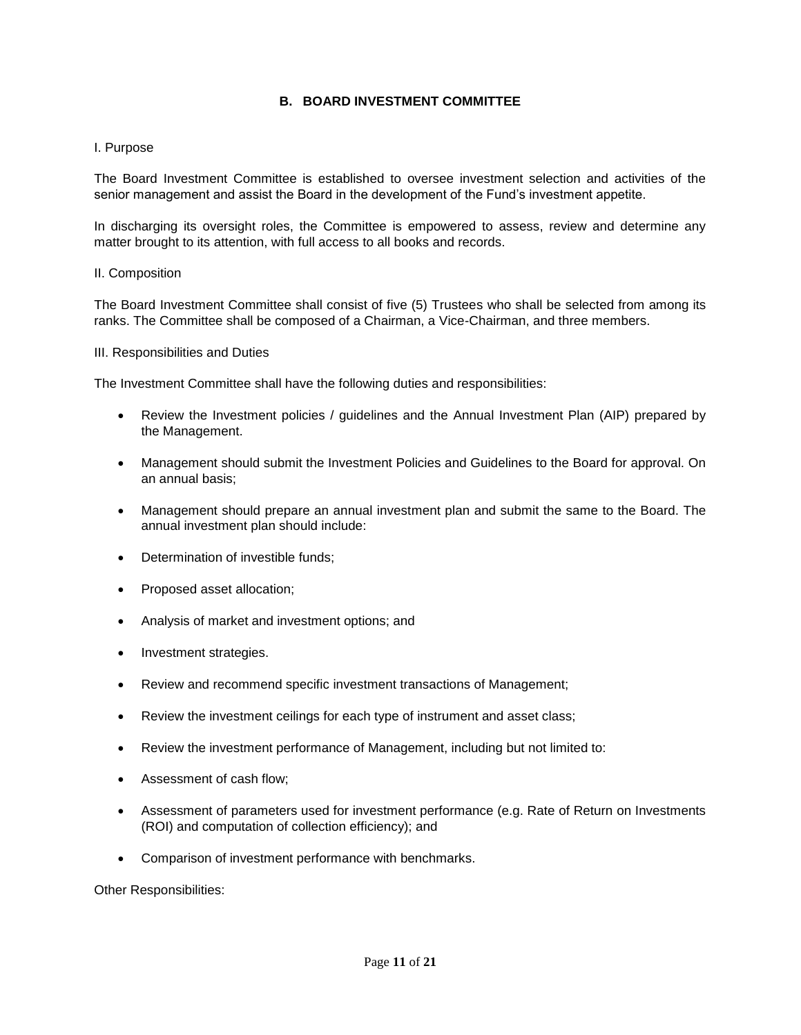## B. BOARD INVESTMENT COMMITTEE

I. Purpose

The Board Investment Committee is established to oversee investment selection and activities of the senior management and assist the Board in the development of the Fund's investment appetite.

In discharging its oversight roles, the Committee is empowered to assess, review and determine any matter brought to its attention, with full access to all books and records.

II. Composition

The Board Investment Committee shall consist of five (5) Trustees who shall be selected from among its ranks. The Committee shall be composed of a Chairman, a Vice-Chairman, and three members.

III. Responsibilities and Duties

The Investment Committee shall have the following duties and responsibilities:

- Review the Investment policies / guidelines and the Annual Investment Plan (AIP) prepared by the Management.
- Management should submit the Investment Policies and Guidelines to the Board for approval. On an annual basis;
- Management should prepare an annual investment plan and submit the same to the Board. The annual investment plan should include:
- Determination of investible funds;
- Proposed asset allocation;
- Analysis of market and investment options; and
- Investment strategies.
- Review and recommend specific investment transactions of Management;
- Review the investment ceilings for each type of instrument and asset class;
- Review the investment performance of Management, including but not limited to:
- Assessment of cash flow;
- Assessment of parameters used for investment performance (e.g. Rate of Return on Investments (ROI) and computation of collection efficiency); and
- Comparison of investment performance with benchmarks.

Other Responsibilities: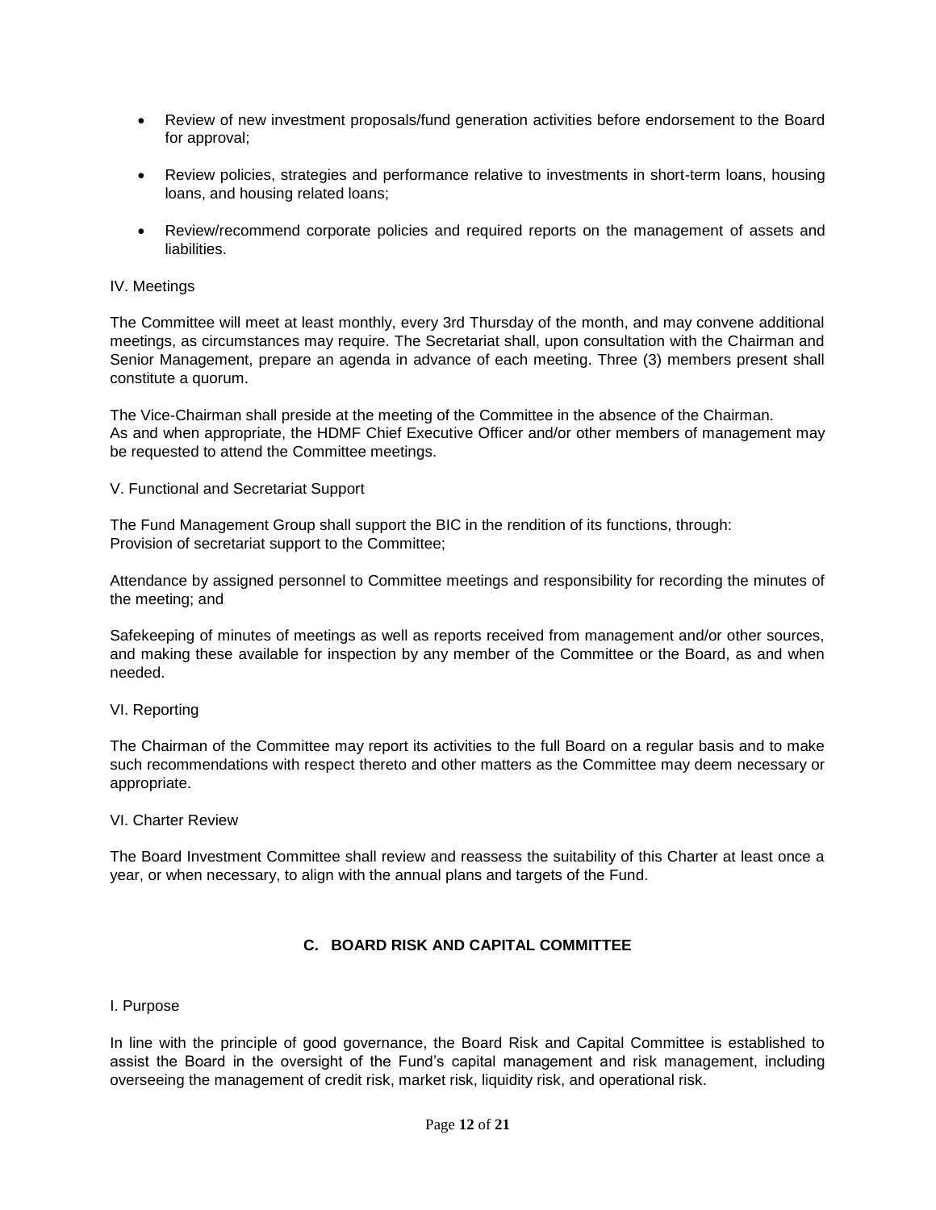- Review of new investment proposals/fund generation activities before endorsement to the Board for approval;

- Review policies, strategies and performance relative to investments in short-term loans, housing loans, and housing related loans;

- Review/recommend corporate policies and required reports on the management of assets and liabilities.

IV. Meetings

The Committee will meet at least monthly, every 3rd Thursday of the month, and may convene additional meetings, as circumstances may require. The Secretariat shall, upon consultation with the Chairman and Senior Management, prepare an agenda in advance of each meeting. Three (3) members present shall constitute a quorum.

The Vice-Chairman shall preside at the meeting of the Committee in the absence of the Chairman. As and when appropriate, the HDMF Chief Executive Officer and/or other members of management may be requested to attend the Committee meetings.

V. Functional and Secretariat Support

The Fund Management Group shall support the BIC in the rendition of its functions, through: Provision of secretariat support to the Committee;

Attendance by assigned personnel to Committee meetings and responsibility for recording the minutes of the meeting; and

Safekeeping of minutes of meetings as well as reports received from management and/or other sources, and making these available for inspection by any member of the Committee or the Board, as and when needed.

VI. Reporting

The Chairman of the Committee may report its activities to the full Board on a regular basis and to make such recommendations with respect thereto and other matters as the Committee may deem necessary or appropriate.

VI. Charter Review

The Board Investment Committee shall review and reassess the suitability of this Charter at least once a year, or when necessary, to align with the annual plans and targets of the Fund.

## C. BOARD RISK AND CAPITAL COMMITTEE

I. Purpose

In line with the principle of good governance, the Board Risk and Capital Committee is established to assist the Board in the oversight of the Fund's capital management and risk management, including overseeing the management of credit risk, market risk, liquidity risk, and operational risk.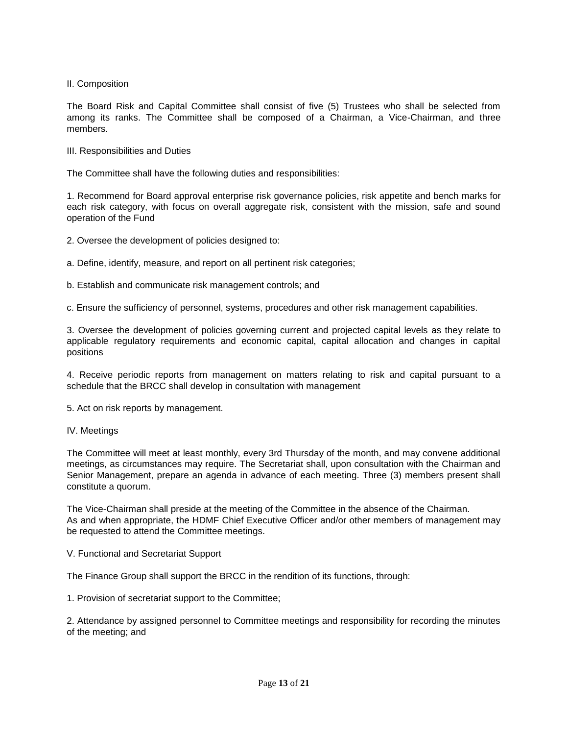## II. Composition

The Board Risk and Capital Committee shall consist of five (5) Trustees who shall be selected from among its ranks. The Committee shall be composed of a Chairman, a Vice-Chairman, and three members.

## III. Responsibilities and Duties

The Committee shall have the following duties and responsibilities:

1. Recommend for Board approval enterprise risk governance policies, risk appetite and bench marks for each risk category, with focus on overall aggregate risk, consistent with the mission, safe and sound operation of the Fund

2. Oversee the development of policies designed to:

   a. Define, identify, measure, and report on all pertinent risk categories;

   b. Establish and communicate risk management controls; and

   c. Ensure the sufficiency of personnel, systems, procedures and other risk management capabilities.

3. Oversee the development of policies governing current and projected capital levels as they relate to applicable regulatory requirements and economic capital, capital allocation and changes in capital positions

4. Receive periodic reports from management on matters relating to risk and capital pursuant to a schedule that the BRCC shall develop in consultation with management

5. Act on risk reports by management.

## IV. Meetings

The Committee will meet at least monthly, every 3rd Thursday of the month, and may convene additional meetings, as circumstances may require. The Secretariat shall, upon consultation with the Chairman and Senior Management, prepare an agenda in advance of each meeting. Three (3) members present shall constitute a quorum.

The Vice-Chairman shall preside at the meeting of the Committee in the absence of the Chairman.
As and when appropriate, the HDMF Chief Executive Officer and/or other members of management may be requested to attend the Committee meetings.

## V. Functional and Secretariat Support

The Finance Group shall support the BRCC in the rendition of its functions, through:

1. Provision of secretariat support to the Committee;

2. Attendance by assigned personnel to Committee meetings and responsibility for recording the minutes of the meeting; and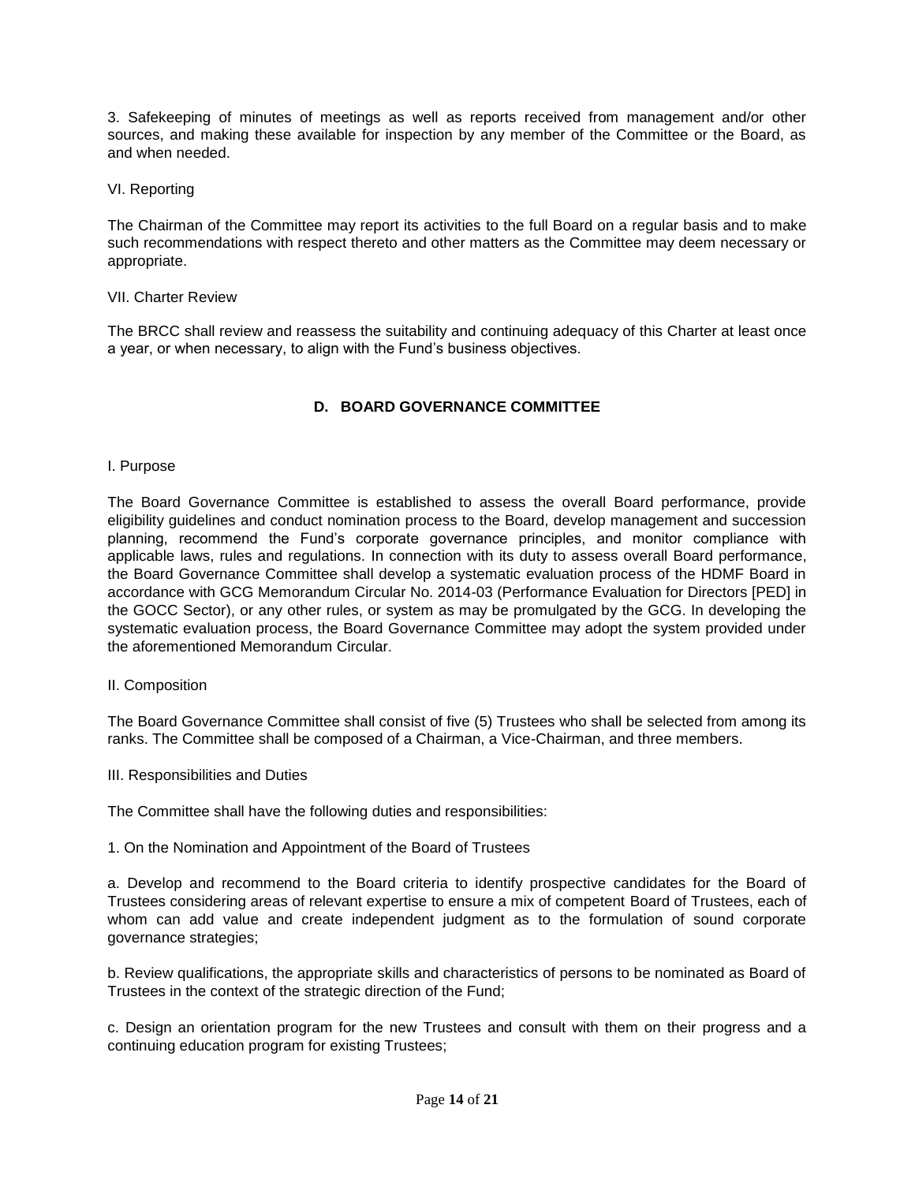3. Safekeeping of minutes of meetings as well as reports received from management and/or other sources, and making these available for inspection by any member of the Committee or the Board, as and when needed.

VI. Reporting

The Chairman of the Committee may report its activities to the full Board on a regular basis and to make such recommendations with respect thereto and other matters as the Committee may deem necessary or appropriate.

VII. Charter Review

The BRCC shall review and reassess the suitability and continuing adequacy of this Charter at least once a year, or when necessary, to align with the Fund's business objectives.

## D. BOARD GOVERNANCE COMMITTEE

I. Purpose

The Board Governance Committee is established to assess the overall Board performance, provide eligibility guidelines and conduct nomination process to the Board, develop management and succession planning, recommend the Fund's corporate governance principles, and monitor compliance with applicable laws, rules and regulations. In connection with its duty to assess overall Board performance, the Board Governance Committee shall develop a systematic evaluation process of the HDMF Board in accordance with GCG Memorandum Circular No. 2014-03 (Performance Evaluation for Directors [PED] in the GOCC Sector), or any other rules, or system as may be promulgated by the GCG. In developing the systematic evaluation process, the Board Governance Committee may adopt the system provided under the aforementioned Memorandum Circular.

II. Composition

The Board Governance Committee shall consist of five (5) Trustees who shall be selected from among its ranks. The Committee shall be composed of a Chairman, a Vice-Chairman, and three members.

III. Responsibilities and Duties

The Committee shall have the following duties and responsibilities:

1. On the Nomination and Appointment of the Board of Trustees

a. Develop and recommend to the Board criteria to identify prospective candidates for the Board of Trustees considering areas of relevant expertise to ensure a mix of competent Board of Trustees, each of whom can add value and create independent judgment as to the formulation of sound corporate governance strategies;

b. Review qualifications, the appropriate skills and characteristics of persons to be nominated as Board of Trustees in the context of the strategic direction of the Fund;

c. Design an orientation program for the new Trustees and consult with them on their progress and a continuing education program for existing Trustees;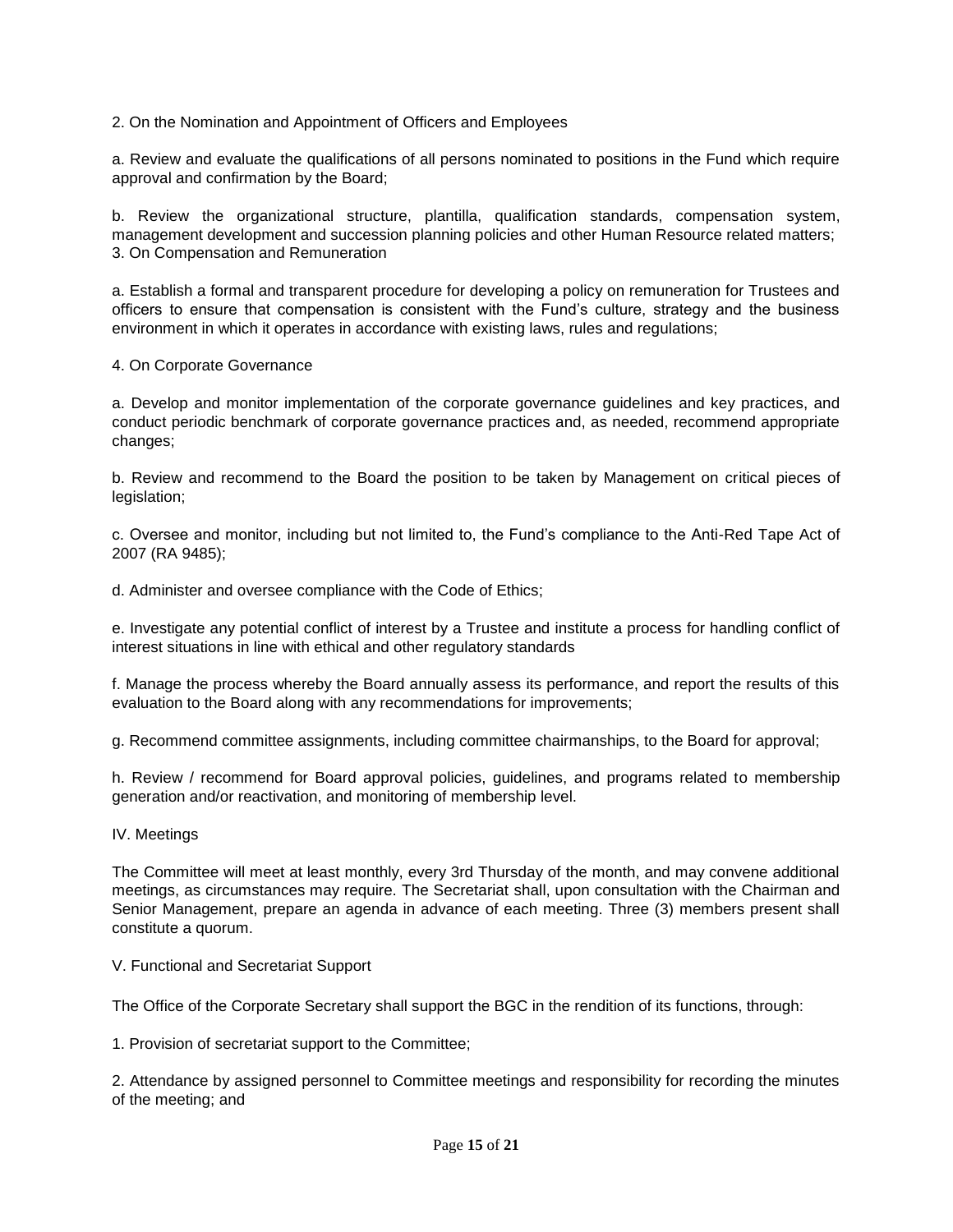2. On the Nomination and Appointment of Officers and Employees

a. Review and evaluate the qualifications of all persons nominated to positions in the Fund which require approval and confirmation by the Board;

b. Review the organizational structure, plantilla, qualification standards, compensation system, management development and succession planning policies and other Human Resource related matters;

3. On Compensation and Remuneration

a. Establish a formal and transparent procedure for developing a policy on remuneration for Trustees and officers to ensure that compensation is consistent with the Fund's culture, strategy and the business environment in which it operates in accordance with existing laws, rules and regulations;

4. On Corporate Governance

a. Develop and monitor implementation of the corporate governance guidelines and key practices, and conduct periodic benchmark of corporate governance practices and, as needed, recommend appropriate changes;

b. Review and recommend to the Board the position to be taken by Management on critical pieces of legislation;

c. Oversee and monitor, including but not limited to, the Fund's compliance to the Anti-Red Tape Act of 2007 (RA 9485);

d. Administer and oversee compliance with the Code of Ethics;

e. Investigate any potential conflict of interest by a Trustee and institute a process for handling conflict of interest situations in line with ethical and other regulatory standards

f. Manage the process whereby the Board annually assess its performance, and report the results of this evaluation to the Board along with any recommendations for improvements;

g. Recommend committee assignments, including committee chairmanships, to the Board for approval;

h. Review / recommend for Board approval policies, guidelines, and programs related to membership generation and/or reactivation, and monitoring of membership level.

IV. Meetings

The Committee will meet at least monthly, every 3rd Thursday of the month, and may convene additional meetings, as circumstances may require. The Secretariat shall, upon consultation with the Chairman and Senior Management, prepare an agenda in advance of each meeting. Three (3) members present shall constitute a quorum.

V. Functional and Secretariat Support

The Office of the Corporate Secretary shall support the BGC in the rendition of its functions, through:

1. Provision of secretariat support to the Committee;

2. Attendance by assigned personnel to Committee meetings and responsibility for recording the minutes of the meeting; and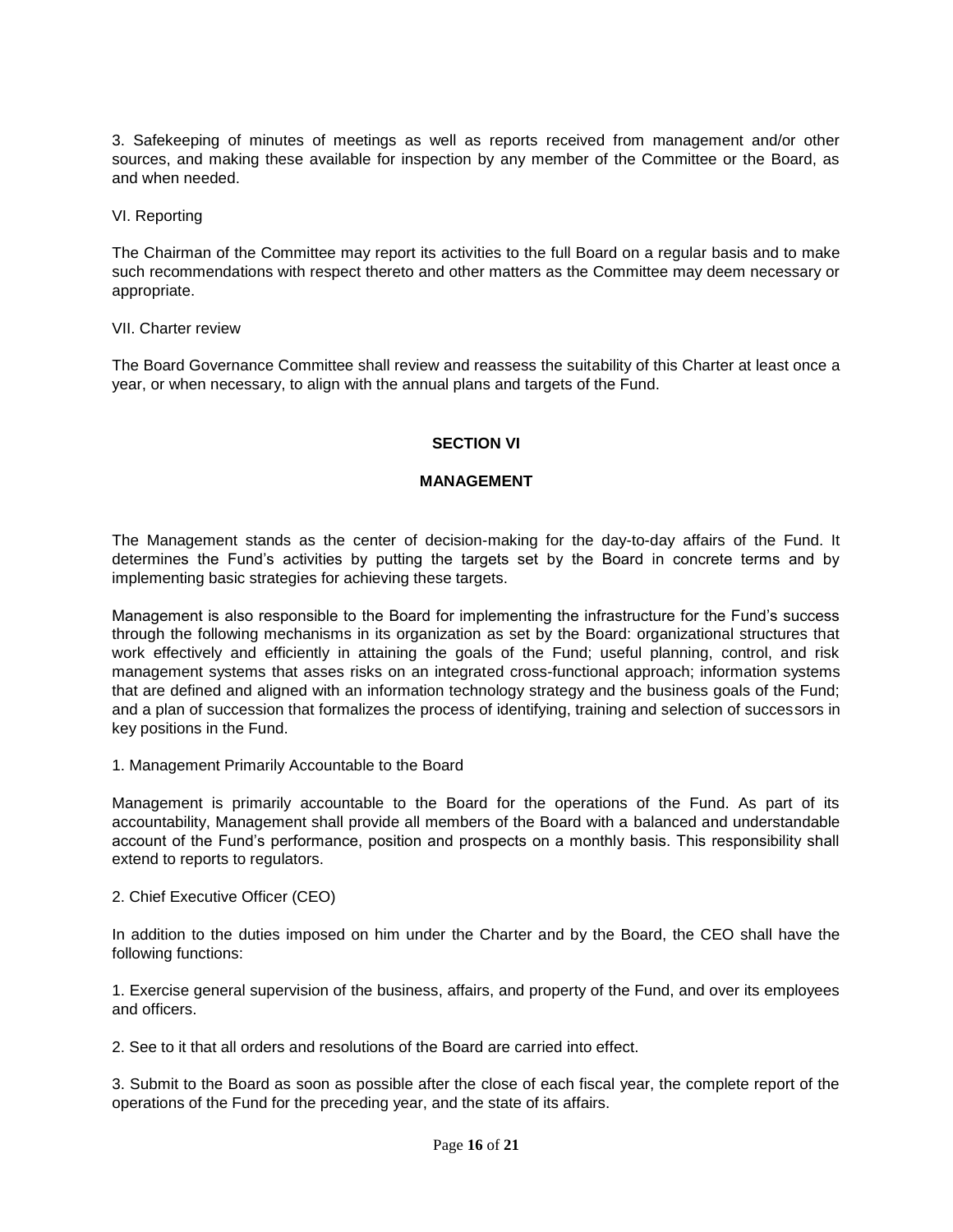3. Safekeeping of minutes of meetings as well as reports received from management and/or other sources, and making these available for inspection by any member of the Committee or the Board, as and when needed.

VI. Reporting

The Chairman of the Committee may report its activities to the full Board on a regular basis and to make such recommendations with respect thereto and other matters as the Committee may deem necessary or appropriate.

VII. Charter review

The Board Governance Committee shall review and reassess the suitability of this Charter at least once a year, or when necessary, to align with the annual plans and targets of the Fund.

## SECTION VI

## MANAGEMENT

The Management stands as the center of decision-making for the day-to-day affairs of the Fund. It determines the Fund's activities by putting the targets set by the Board in concrete terms and by implementing basic strategies for achieving these targets.

Management is also responsible to the Board for implementing the infrastructure for the Fund's success through the following mechanisms in its organization as set by the Board: organizational structures that work effectively and efficiently in attaining the goals of the Fund; useful planning, control, and risk management systems that asses risks on an integrated cross-functional approach; information systems that are defined and aligned with an information technology strategy and the business goals of the Fund; and a plan of succession that formalizes the process of identifying, training and selection of successors in key positions in the Fund.

1. Management Primarily Accountable to the Board

Management is primarily accountable to the Board for the operations of the Fund. As part of its accountability, Management shall provide all members of the Board with a balanced and understandable account of the Fund's performance, position and prospects on a monthly basis. This responsibility shall extend to reports to regulators.

2. Chief Executive Officer (CEO)

In addition to the duties imposed on him under the Charter and by the Board, the CEO shall have the following functions:

1. Exercise general supervision of the business, affairs, and property of the Fund, and over its employees and officers.

2. See to it that all orders and resolutions of the Board are carried into effect.

3. Submit to the Board as soon as possible after the close of each fiscal year, the complete report of the operations of the Fund for the preceding year, and the state of its affairs.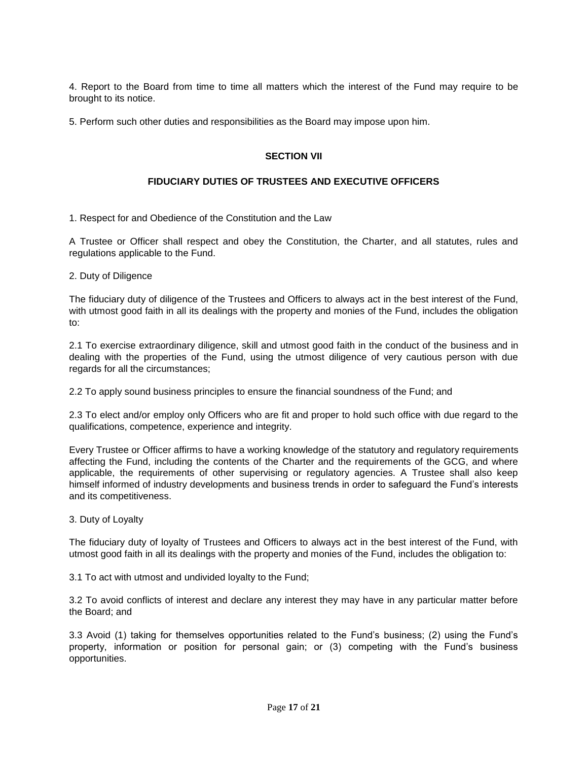4. Report to the Board from time to time all matters which the interest of the Fund may require to be brought to its notice.

5. Perform such other duties and responsibilities as the Board may impose upon him.

## SECTION VII

## FIDUCIARY DUTIES OF TRUSTEES AND EXECUTIVE OFFICERS

1. Respect for and Obedience of the Constitution and the Law

A Trustee or Officer shall respect and obey the Constitution, the Charter, and all statutes, rules and regulations applicable to the Fund.

2. Duty of Diligence

The fiduciary duty of diligence of the Trustees and Officers to always act in the best interest of the Fund, with utmost good faith in all its dealings with the property and monies of the Fund, includes the obligation to:

2.1 To exercise extraordinary diligence, skill and utmost good faith in the conduct of the business and in dealing with the properties of the Fund, using the utmost diligence of very cautious person with due regards for all the circumstances;

2.2 To apply sound business principles to ensure the financial soundness of the Fund; and

2.3 To elect and/or employ only Officers who are fit and proper to hold such office with due regard to the qualifications, competence, experience and integrity.

Every Trustee or Officer affirms to have a working knowledge of the statutory and regulatory requirements affecting the Fund, including the contents of the Charter and the requirements of the GCG, and where applicable, the requirements of other supervising or regulatory agencies. A Trustee shall also keep himself informed of industry developments and business trends in order to safeguard the Fund's interests and its competitiveness.

3. Duty of Loyalty

The fiduciary duty of loyalty of Trustees and Officers to always act in the best interest of the Fund, with utmost good faith in all its dealings with the property and monies of the Fund, includes the obligation to:

3.1 To act with utmost and undivided loyalty to the Fund;

3.2 To avoid conflicts of interest and declare any interest they may have in any particular matter before the Board; and

3.3 Avoid (1) taking for themselves opportunities related to the Fund's business; (2) using the Fund's property, information or position for personal gain; or (3) competing with the Fund's business opportunities.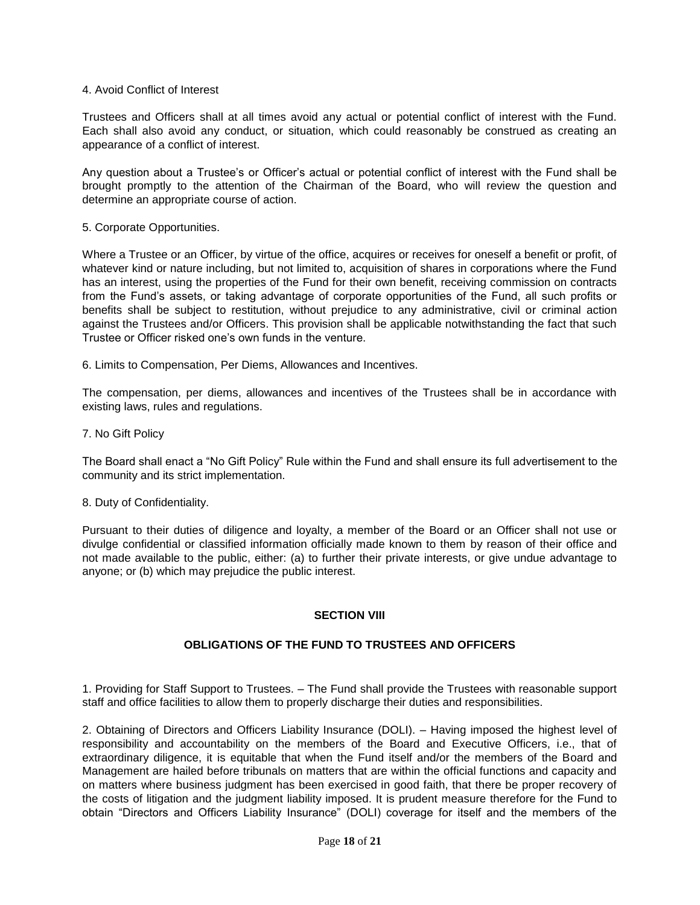4. Avoid Conflict of Interest

Trustees and Officers shall at all times avoid any actual or potential conflict of interest with the Fund. Each shall also avoid any conduct, or situation, which could reasonably be construed as creating an appearance of a conflict of interest.

Any question about a Trustee's or Officer's actual or potential conflict of interest with the Fund shall be brought promptly to the attention of the Chairman of the Board, who will review the question and determine an appropriate course of action.

5. Corporate Opportunities.

Where a Trustee or an Officer, by virtue of the office, acquires or receives for oneself a benefit or profit, of whatever kind or nature including, but not limited to, acquisition of shares in corporations where the Fund has an interest, using the properties of the Fund for their own benefit, receiving commission on contracts from the Fund's assets, or taking advantage of corporate opportunities of the Fund, all such profits or benefits shall be subject to restitution, without prejudice to any administrative, civil or criminal action against the Trustees and/or Officers. This provision shall be applicable notwithstanding the fact that such Trustee or Officer risked one's own funds in the venture.

6. Limits to Compensation, Per Diems, Allowances and Incentives.

The compensation, per diems, allowances and incentives of the Trustees shall be in accordance with existing laws, rules and regulations.

7. No Gift Policy

The Board shall enact a "No Gift Policy" Rule within the Fund and shall ensure its full advertisement to the community and its strict implementation.

8. Duty of Confidentiality.

Pursuant to their duties of diligence and loyalty, a member of the Board or an Officer shall not use or divulge confidential or classified information officially made known to them by reason of their office and not made available to the public, either: (a) to further their private interests, or give undue advantage to anyone; or (b) which may prejudice the public interest.

## SECTION VIII

## OBLIGATIONS OF THE FUND TO TRUSTEES AND OFFICERS

1. Providing for Staff Support to Trustees. – The Fund shall provide the Trustees with reasonable support staff and office facilities to allow them to properly discharge their duties and responsibilities.

2. Obtaining of Directors and Officers Liability Insurance (DOLI). – Having imposed the highest level of responsibility and accountability on the members of the Board and Executive Officers, i.e., that of extraordinary diligence, it is equitable that when the Fund itself and/or the members of the Board and Management are hailed before tribunals on matters that are within the official functions and capacity and on matters where business judgment has been exercised in good faith, that there be proper recovery of the costs of litigation and the judgment liability imposed. It is prudent measure therefore for the Fund to obtain "Directors and Officers Liability Insurance" (DOLI) coverage for itself and the members of the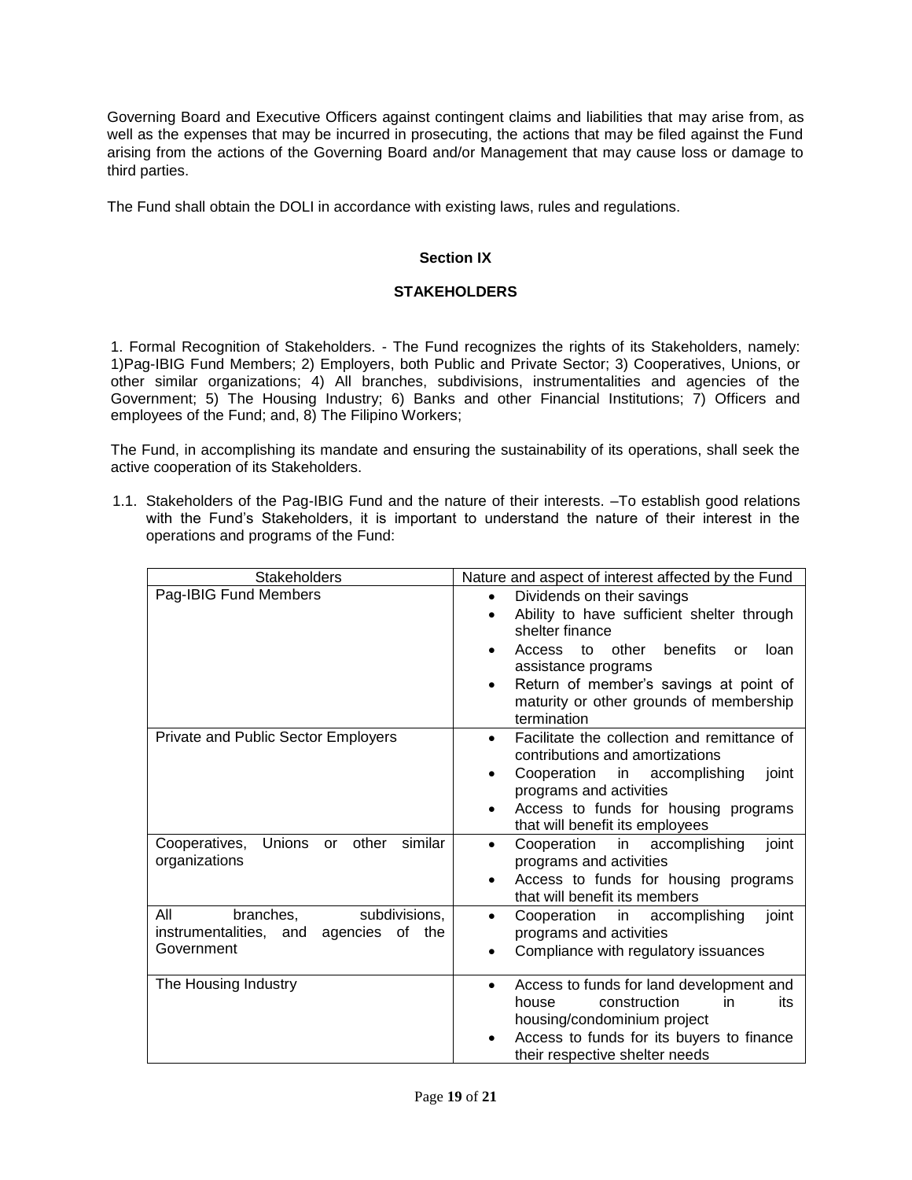Governing Board and Executive Officers against contingent claims and liabilities that may arise from, as well as the expenses that may be incurred in prosecuting, the actions that may be filed against the Fund arising from the actions of the Governing Board and/or Management that may cause loss or damage to third parties.

The Fund shall obtain the DOLI in accordance with existing laws, rules and regulations.

## Section IX

## STAKEHOLDERS

1. Formal Recognition of Stakeholders. - The Fund recognizes the rights of its Stakeholders, namely: 1)Pag-IBIG Fund Members; 2) Employers, both Public and Private Sector; 3) Cooperatives, Unions, or other similar organizations; 4) All branches, subdivisions, instrumentalities and agencies of the Government; 5) The Housing Industry; 6) Banks and other Financial Institutions; 7) Officers and employees of the Fund; and, 8) The Filipino Workers;

The Fund, in accomplishing its mandate and ensuring the sustainability of its operations, shall seek the active cooperation of its Stakeholders.

1.1. Stakeholders of the Pag-IBIG Fund and the nature of their interests. –To establish good relations with the Fund's Stakeholders, it is important to understand the nature of their interest in the operations and programs of the Fund:

| Stakeholders | Nature and aspect of interest affected by the Fund |
|---|---|
| Pag-IBIG Fund Members | • Dividends on their savings<br>• Ability to have sufficient shelter through shelter finance<br>• Access to other benefits or loan assistance programs<br>• Return of member's savings at point of maturity or other grounds of membership termination |
| Private and Public Sector Employers | • Facilitate the collection and remittance of contributions and amortizations<br>• Cooperation in accomplishing joint programs and activities<br>• Access to funds for housing programs that will benefit its employees |
| Cooperatives, Unions or other similar organizations | • Cooperation in accomplishing joint programs and activities<br>• Access to funds for housing programs that will benefit its members |
| All branches, subdivisions, instrumentalities, and agencies of the Government | • Cooperation in accomplishing joint programs and activities<br>• Compliance with regulatory issuances |
| The Housing Industry | • Access to funds for land development and house construction in its housing/condominium project<br>• Access to funds for its buyers to finance their respective shelter needs |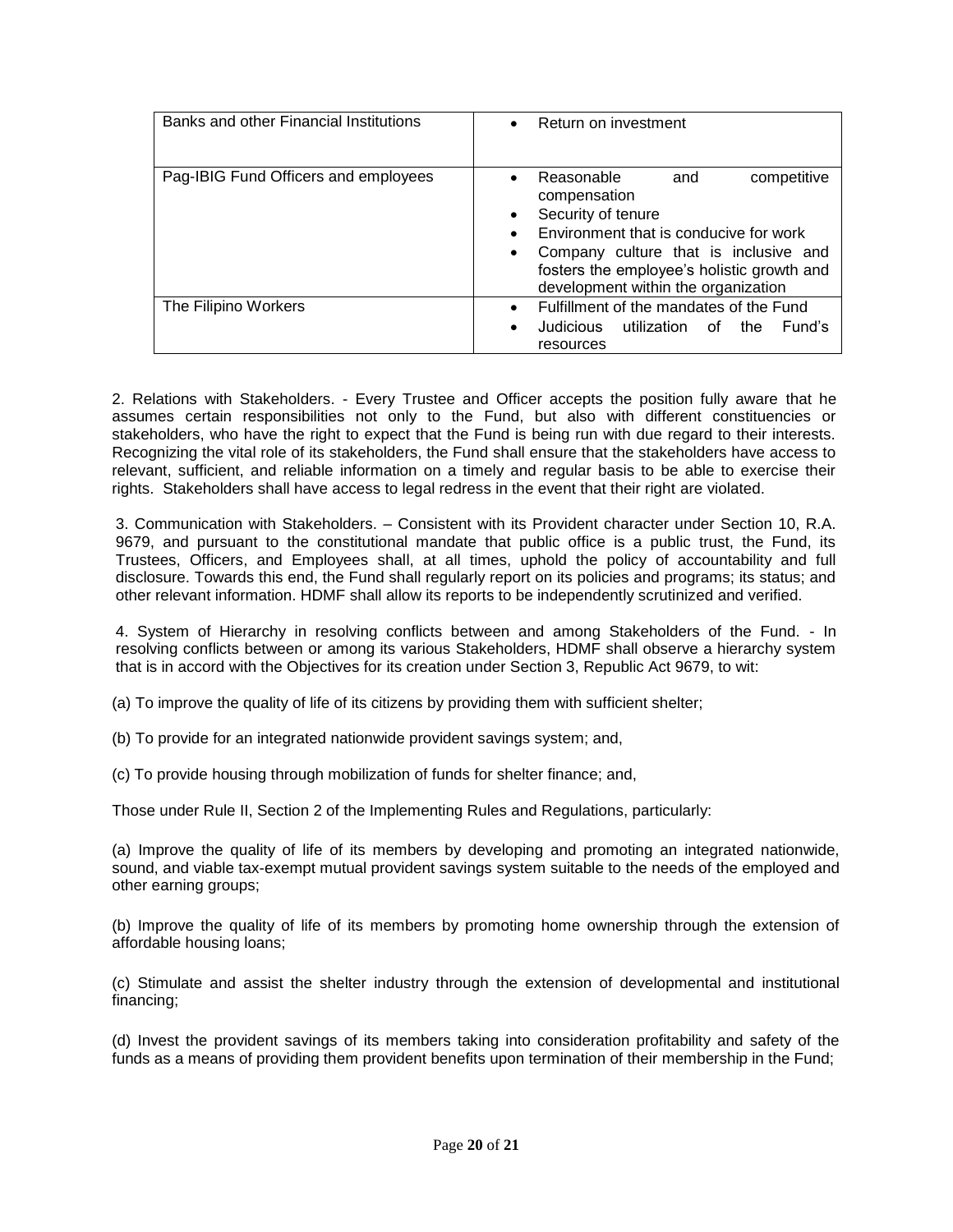| | |
|---|---|
| Banks and other Financial Institutions | • Return on investment |
| Pag-IBIG Fund Officers and employees | • Reasonable and competitive compensation<br>• Security of tenure<br>• Environment that is conducive for work<br>• Company culture that is inclusive and fosters the employee's holistic growth and development within the organization |
| The Filipino Workers | • Fulfillment of the mandates of the Fund<br>• Judicious utilization of the Fund's resources |

2. Relations with Stakeholders. - Every Trustee and Officer accepts the position fully aware that he assumes certain responsibilities not only to the Fund, but also with different constituencies or stakeholders, who have the right to expect that the Fund is being run with due regard to their interests. Recognizing the vital role of its stakeholders, the Fund shall ensure that the stakeholders have access to relevant, sufficient, and reliable information on a timely and regular basis to be able to exercise their rights. Stakeholders shall have access to legal redress in the event that their right are violated.

3. Communication with Stakeholders. – Consistent with its Provident character under Section 10, R.A. 9679, and pursuant to the constitutional mandate that public office is a public trust, the Fund, its Trustees, Officers, and Employees shall, at all times, uphold the policy of accountability and full disclosure. Towards this end, the Fund shall regularly report on its policies and programs; its status; and other relevant information. HDMF shall allow its reports to be independently scrutinized and verified.

4. System of Hierarchy in resolving conflicts between and among Stakeholders of the Fund. - In resolving conflicts between or among its various Stakeholders, HDMF shall observe a hierarchy system that is in accord with the Objectives for its creation under Section 3, Republic Act 9679, to wit:

(a) To improve the quality of life of its citizens by providing them with sufficient shelter;

(b) To provide for an integrated nationwide provident savings system; and,

(c) To provide housing through mobilization of funds for shelter finance; and,

Those under Rule II, Section 2 of the Implementing Rules and Regulations, particularly:

(a) Improve the quality of life of its members by developing and promoting an integrated nationwide, sound, and viable tax-exempt mutual provident savings system suitable to the needs of the employed and other earning groups;

(b) Improve the quality of life of its members by promoting home ownership through the extension of affordable housing loans;

(c) Stimulate and assist the shelter industry through the extension of developmental and institutional financing;

(d) Invest the provident savings of its members taking into consideration profitability and safety of the funds as a means of providing them provident benefits upon termination of their membership in the Fund;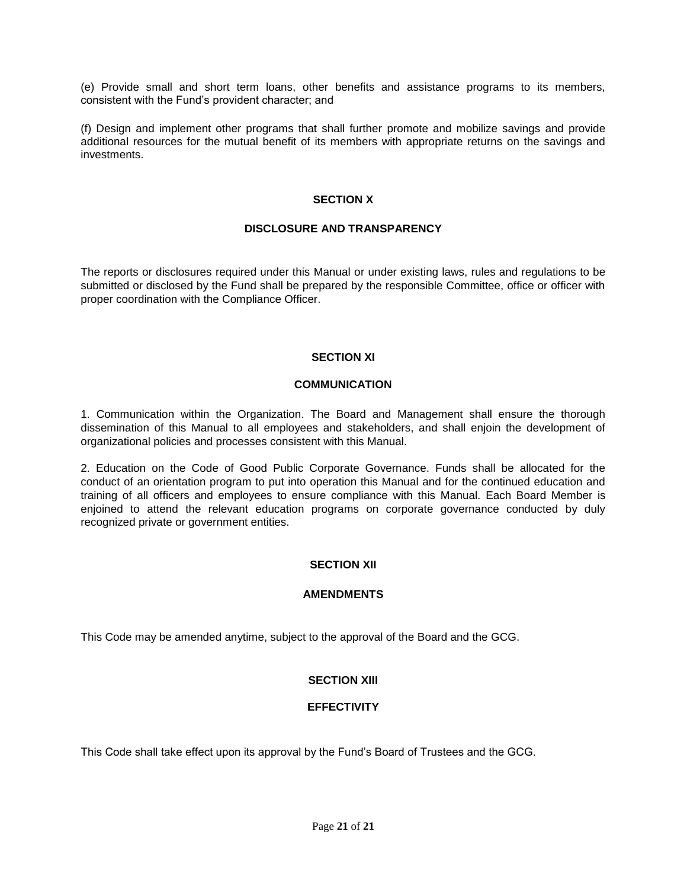(e) Provide small and short term loans, other benefits and assistance programs to its members, consistent with the Fund's provident character; and

(f) Design and implement other programs that shall further promote and mobilize savings and provide additional resources for the mutual benefit of its members with appropriate returns on the savings and investments.

## SECTION X

## DISCLOSURE AND TRANSPARENCY

The reports or disclosures required under this Manual or under existing laws, rules and regulations to be submitted or disclosed by the Fund shall be prepared by the responsible Committee, office or officer with proper coordination with the Compliance Officer.

## SECTION XI

## COMMUNICATION

1. Communication within the Organization. The Board and Management shall ensure the thorough dissemination of this Manual to all employees and stakeholders, and shall enjoin the development of organizational policies and processes consistent with this Manual.

2. Education on the Code of Good Public Corporate Governance. Funds shall be allocated for the conduct of an orientation program to put into operation this Manual and for the continued education and training of all officers and employees to ensure compliance with this Manual. Each Board Member is enjoined to attend the relevant education programs on corporate governance conducted by duly recognized private or government entities.

## SECTION XII

## AMENDMENTS

This Code may be amended anytime, subject to the approval of the Board and the GCG.

## SECTION XIII

## EFFECTIVITY

This Code shall take effect upon its approval by the Fund's Board of Trustees and the GCG.